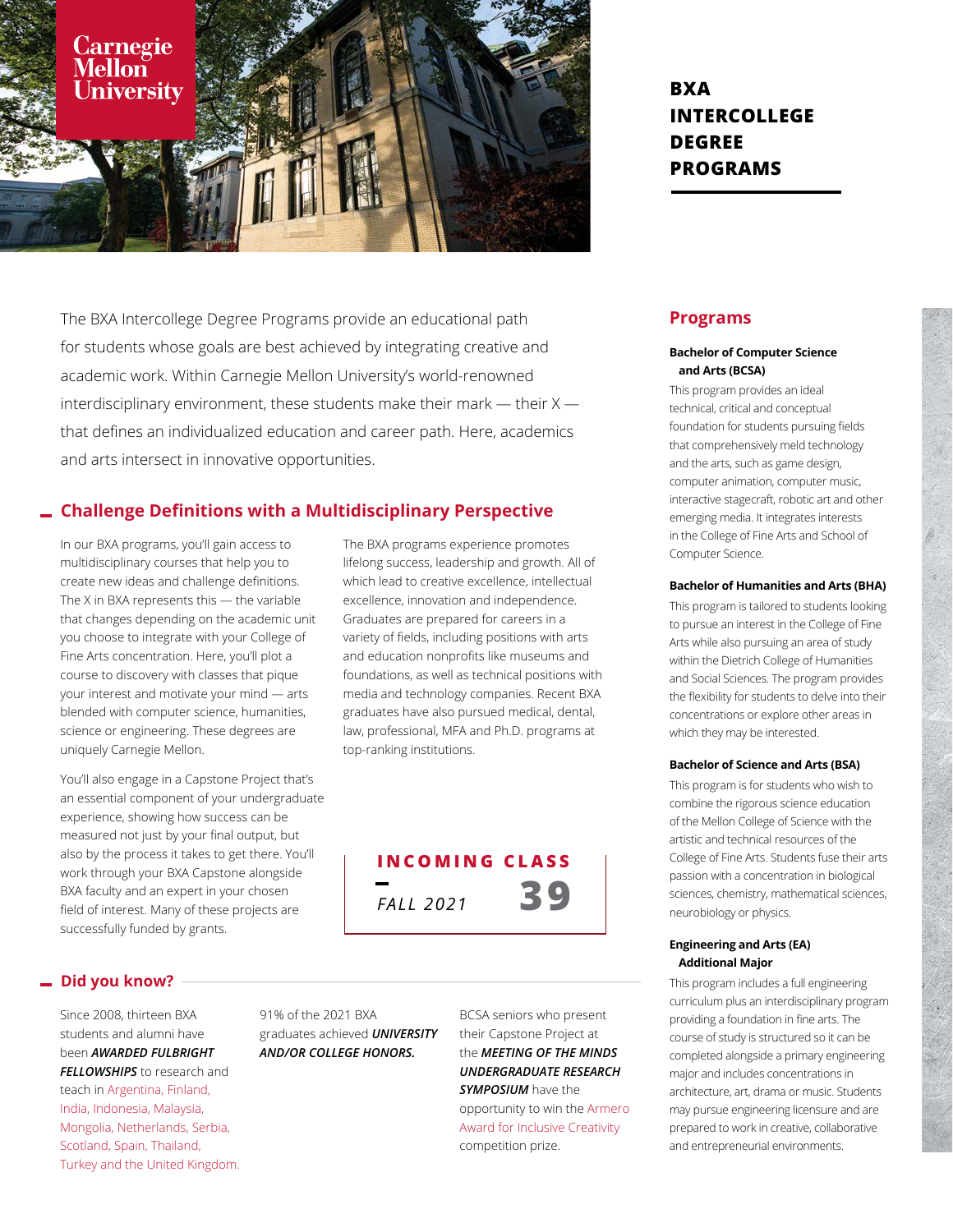Carnegie Mellon University

# BXA INTERCOLLEGE DEGREE PROGRAMS

The BXA Intercollege Degree Programs provide an educational path for students whose goals are best achieved by integrating creative and academic work. Within Carnegie Mellon University's world-renowned interdisciplinary environment, these students make their mark — their X — that defines an individualized education and career path. Here, academics and arts intersect in innovative opportunities.

## Challenge Definitions with a Multidisciplinary Perspective

In our BXA programs, you'll gain access to multidisciplinary courses that help you to create new ideas and challenge definitions. The X in BXA represents this — the variable that changes depending on the academic unit you choose to integrate with your College of Fine Arts concentration. Here, you'll plot a course to discovery with classes that pique your interest and motivate your mind — arts blended with computer science, humanities, science or engineering. These degrees are uniquely Carnegie Mellon.

You'll also engage in a Capstone Project that's an essential component of your undergraduate experience, showing how success can be measured not just by your final output, but also by the process it takes to get there. You'll work through your BXA Capstone alongside BXA faculty and an expert in your chosen field of interest. Many of these projects are successfully funded by grants.

The BXA programs experience promotes lifelong success, leadership and growth. All of which lead to creative excellence, intellectual excellence, innovation and independence. Graduates are prepared for careers in a variety of fields, including positions with arts and education nonprofits like museums and foundations, as well as technical positions with media and technology companies. Recent BXA graduates have also pursued medical, dental, law, professional, MFA and Ph.D. programs at top-ranking institutions.

**INCOMING CLASS**

*FALL 2021* **39**

## Did you know?

Since 2008, thirteen BXA students and alumni have been ***AWARDED FULBRIGHT FELLOWSHIPS*** to research and teach in Argentina, Finland, India, Indonesia, Malaysia, Mongolia, Netherlands, Serbia, Scotland, Spain, Thailand, Turkey and the United Kingdom.

91% of the 2021 BXA graduates achieved ***UNIVERSITY AND/OR COLLEGE HONORS.***

BCSA seniors who present their Capstone Project at the ***MEETING OF THE MINDS UNDERGRADUATE RESEARCH SYMPOSIUM*** have the opportunity to win the Armero Award for Inclusive Creativity competition prize.

## Programs

**Bachelor of Computer Science and Arts (BCSA)**

This program provides an ideal technical, critical and conceptual foundation for students pursuing fields that comprehensively meld technology and the arts, such as game design, computer animation, computer music, interactive stagecraft, robotic art and other emerging media. It integrates interests in the College of Fine Arts and School of Computer Science.

**Bachelor of Humanities and Arts (BHA)**

This program is tailored to students looking to pursue an interest in the College of Fine Arts while also pursuing an area of study within the Dietrich College of Humanities and Social Sciences. The program provides the flexibility for students to delve into their concentrations or explore other areas in which they may be interested.

**Bachelor of Science and Arts (BSA)**

This program is for students who wish to combine the rigorous science education of the Mellon College of Science with the artistic and technical resources of the College of Fine Arts. Students fuse their arts passion with a concentration in biological sciences, chemistry, mathematical sciences, neurobiology or physics.

**Engineering and Arts (EA) Additional Major**

This program includes a full engineering curriculum plus an interdisciplinary program providing a foundation in fine arts. The course of study is structured so it can be completed alongside a primary engineering major and includes concentrations in architecture, art, drama or music. Students may pursue engineering licensure and are prepared to work in creative, collaborative and entrepreneurial environments.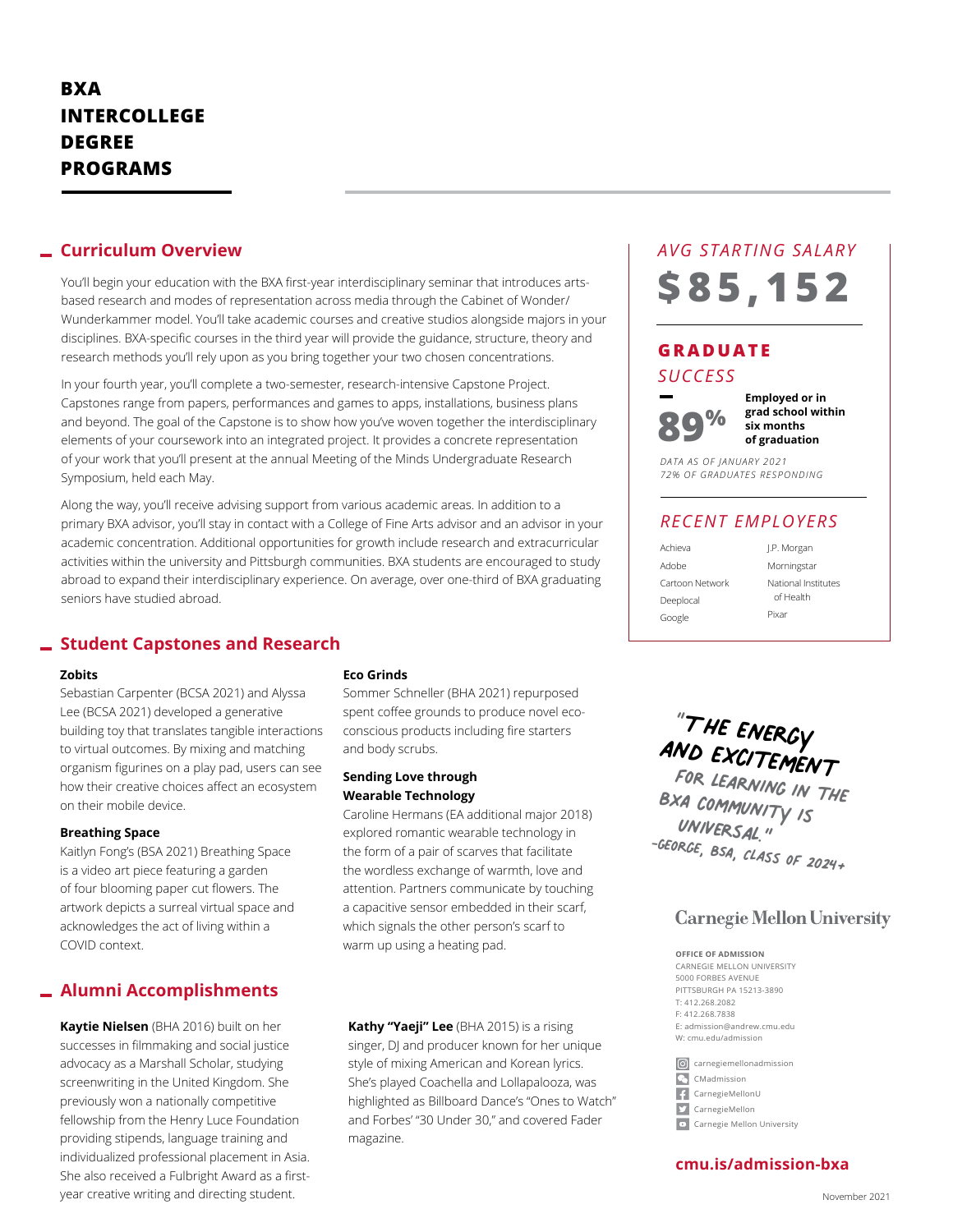# BXA INTERCOLLEGE DEGREE PROGRAMS

## Curriculum Overview

You'll begin your education with the BXA first-year interdisciplinary seminar that introduces arts-based research and modes of representation across media through the Cabinet of Wonder/ Wunderkammer model. You'll take academic courses and creative studios alongside majors in your disciplines. BXA-specific courses in the third year will provide the guidance, structure, theory and research methods you'll rely upon as you bring together your two chosen concentrations.

In your fourth year, you'll complete a two-semester, research-intensive Capstone Project. Capstones range from papers, performances and games to apps, installations, business plans and beyond. The goal of the Capstone is to show how you've woven together the interdisciplinary elements of your coursework into an integrated project. It provides a concrete representation of your work that you'll present at the annual Meeting of the Minds Undergraduate Research Symposium, held each May.

Along the way, you'll receive advising support from various academic areas. In addition to a primary BXA advisor, you'll stay in contact with a College of Fine Arts advisor and an advisor in your academic concentration. Additional opportunities for growth include research and extracurricular activities within the university and Pittsburgh communities. BXA students are encouraged to study abroad to expand their interdisciplinary experience. On average, over one-third of BXA graduating seniors have studied abroad.

## Student Capstones and Research

**Zobits**
Sebastian Carpenter (BCSA 2021) and Alyssa Lee (BCSA 2021) developed a generative building toy that translates tangible interactions to virtual outcomes. By mixing and matching organism figurines on a play pad, users can see how their creative choices affect an ecosystem on their mobile device.

**Breathing Space**
Kaitlyn Fong's (BSA 2021) Breathing Space is a video art piece featuring a garden of four blooming paper cut flowers. The artwork depicts a surreal virtual space and acknowledges the act of living within a COVID context.

**Eco Grinds**
Sommer Schneller (BHA 2021) repurposed spent coffee grounds to produce novel eco-conscious products including fire starters and body scrubs.

**Sending Love through Wearable Technology**
Caroline Hermans (EA additional major 2018) explored romantic wearable technology in the form of a pair of scarves that facilitate the wordless exchange of warmth, love and attention. Partners communicate by touching a capacitive sensor embedded in their scarf, which signals the other person's scarf to warm up using a heating pad.

## Alumni Accomplishments

**Kaytie Nielsen** (BHA 2016) built on her successes in filmmaking and social justice advocacy as a Marshall Scholar, studying screenwriting in the United Kingdom. She previously won a nationally competitive fellowship from the Henry Luce Foundation providing stipends, language training and individualized professional placement in Asia. She also received a Fulbright Award as a first-year creative writing and directing student.

**Kathy "Yaeji" Lee** (BHA 2015) is a rising singer, DJ and producer known for her unique style of mixing American and Korean lyrics. She's played Coachella and Lollapalooza, was highlighted as Billboard Dance's "Ones to Watch" and Forbes' "30 Under 30," and covered Fader magazine.

---

*AVG STARTING SALARY*

**$85,152**

**GRADUATE** *SUCCESS*

**89%** **Employed or in grad school within six months of graduation**

*DATA AS OF JANUARY 2021*
*72% OF GRADUATES RESPONDING*

*RECENT EMPLOYERS*

- Achieva
- Adobe
- Cartoon Network
- Deeplocal
- Google
- J.P. Morgan
- Morningstar
- National Institutes of Health
- Pixar

"THE ENERGY AND EXCITEMENT FOR LEARNING IN THE BXA COMMUNITY IS UNIVERSAL."
-GEORGE, BSA, CLASS OF 2024+

Carnegie Mellon University

**OFFICE OF ADMISSION**
CARNEGIE MELLON UNIVERSITY
5000 FORBES AVENUE
PITTSBURGH PA 15213-3890
T: 412.268.2082
F: 412.268.7838
E: admission@andrew.cmu.edu
W: cmu.edu/admission

carnegiemellonadmission
CMadmission
CarnegieMellonU
CarnegieMellon
Carnegie Mellon University

**cmu.is/admission-bxa**

November 2021